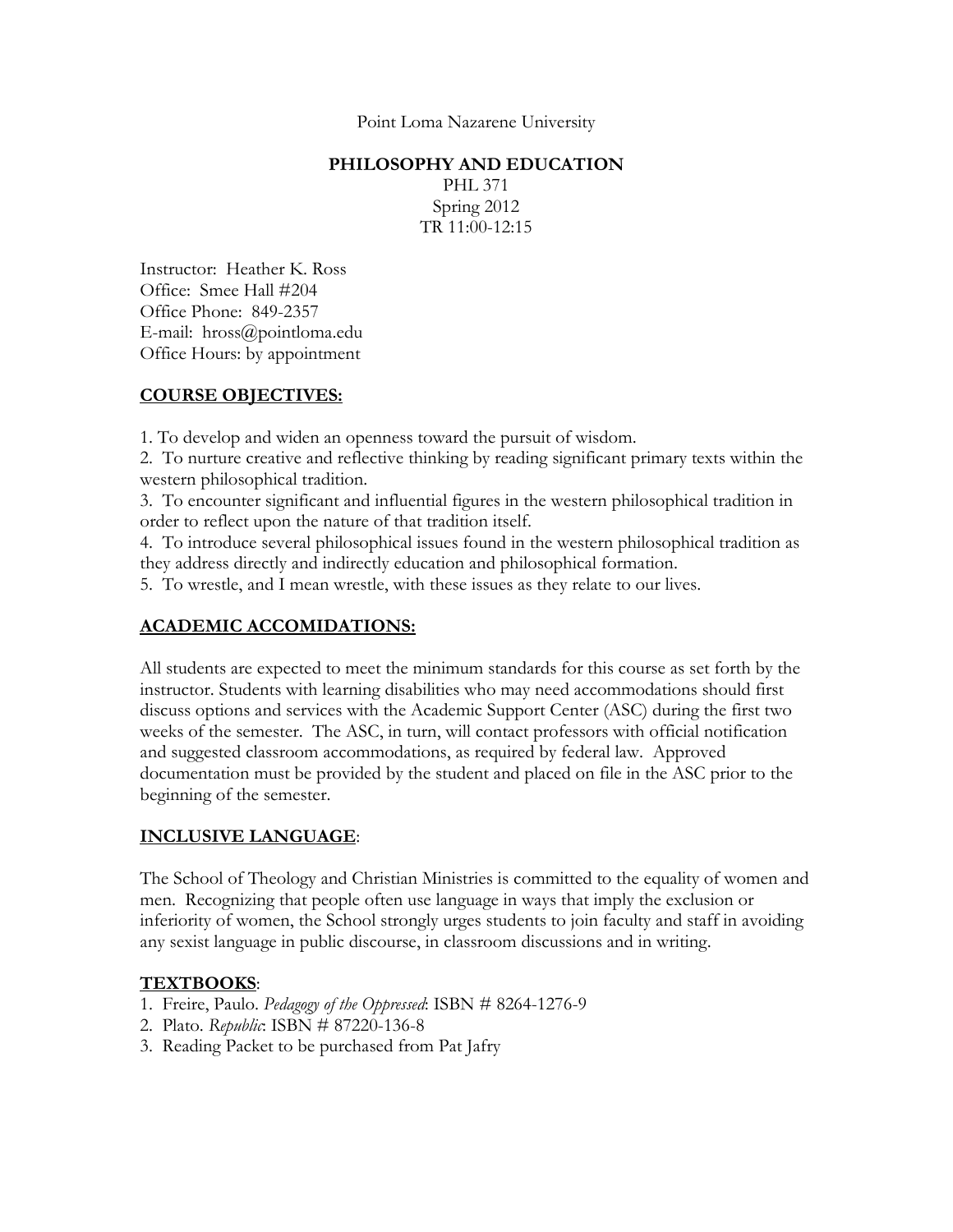Point Loma Nazarene University

# PHILOSOPHY AND EDUCATION

PHL 371
Spring 2012
TR 11:00-12:15

Instructor: Heather K. Ross
Office: Smee Hall #204
Office Phone: 849-2357
E-mail: hross@pointloma.edu
Office Hours: by appointment

## COURSE OBJECTIVES:

1. To develop and widen an openness toward the pursuit of wisdom.
2. To nurture creative and reflective thinking by reading significant primary texts within the western philosophical tradition.
3. To encounter significant and influential figures in the western philosophical tradition in order to reflect upon the nature of that tradition itself.
4. To introduce several philosophical issues found in the western philosophical tradition as they address directly and indirectly education and philosophical formation.
5. To wrestle, and I mean wrestle, with these issues as they relate to our lives.

## ACADEMIC ACCOMIDATIONS:

All students are expected to meet the minimum standards for this course as set forth by the instructor. Students with learning disabilities who may need accommodations should first discuss options and services with the Academic Support Center (ASC) during the first two weeks of the semester. The ASC, in turn, will contact professors with official notification and suggested classroom accommodations, as required by federal law. Approved documentation must be provided by the student and placed on file in the ASC prior to the beginning of the semester.

## INCLUSIVE LANGUAGE:

The School of Theology and Christian Ministries is committed to the equality of women and men. Recognizing that people often use language in ways that imply the exclusion or inferiority of women, the School strongly urges students to join faculty and staff in avoiding any sexist language in public discourse, in classroom discussions and in writing.

## TEXTBOOKS:

1. Freire, Paulo. *Pedagogy of the Oppressed*: ISBN # 8264-1276-9
2. Plato. *Republic*: ISBN # 87220-136-8
3. Reading Packet to be purchased from Pat Jafry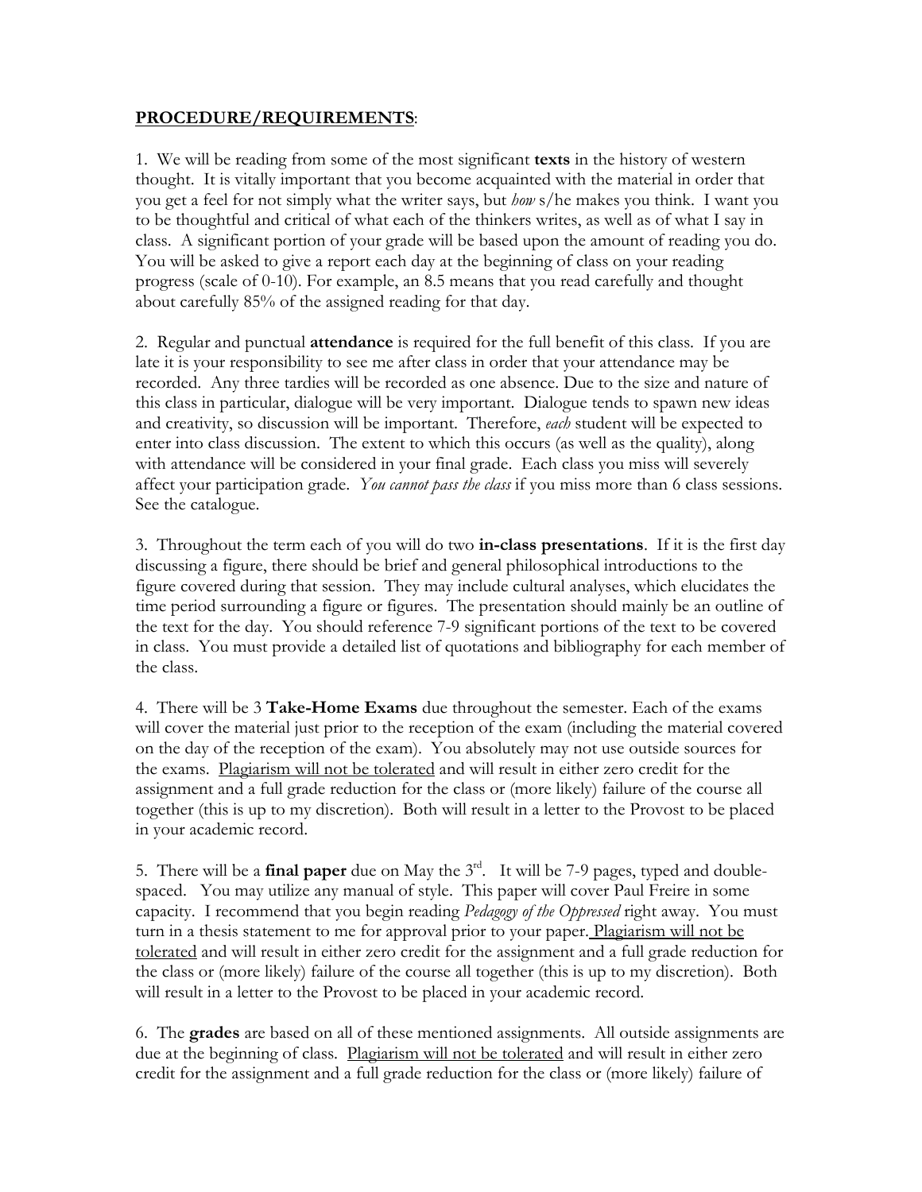**<u>PROCEDURE/REQUIREMENTS</u>**:

1. We will be reading from some of the most significant **texts** in the history of western thought. It is vitally important that you become acquainted with the material in order that you get a feel for not simply what the writer says, but *how* s/he makes you think. I want you to be thoughtful and critical of what each of the thinkers writes, as well as of what I say in class. A significant portion of your grade will be based upon the amount of reading you do. You will be asked to give a report each day at the beginning of class on your reading progress (scale of 0-10). For example, an 8.5 means that you read carefully and thought about carefully 85% of the assigned reading for that day.

2. Regular and punctual **attendance** is required for the full benefit of this class. If you are late it is your responsibility to see me after class in order that your attendance may be recorded. Any three tardies will be recorded as one absence. Due to the size and nature of this class in particular, dialogue will be very important. Dialogue tends to spawn new ideas and creativity, so discussion will be important. Therefore, *each* student will be expected to enter into class discussion. The extent to which this occurs (as well as the quality), along with attendance will be considered in your final grade. Each class you miss will severely affect your participation grade. *You cannot pass the class* if you miss more than 6 class sessions. See the catalogue.

3. Throughout the term each of you will do two **in-class presentations**. If it is the first day discussing a figure, there should be brief and general philosophical introductions to the figure covered during that session. They may include cultural analyses, which elucidates the time period surrounding a figure or figures. The presentation should mainly be an outline of the text for the day. You should reference 7-9 significant portions of the text to be covered in class. You must provide a detailed list of quotations and bibliography for each member of the class.

4. There will be 3 **Take-Home Exams** due throughout the semester. Each of the exams will cover the material just prior to the reception of the exam (including the material covered on the day of the reception of the exam). You absolutely may not use outside sources for the exams. <u>Plagiarism will not be tolerated</u> and will result in either zero credit for the assignment and a full grade reduction for the class or (more likely) failure of the course all together (this is up to my discretion). Both will result in a letter to the Provost to be placed in your academic record.

5. There will be a **final paper** due on May the 3rd. It will be 7-9 pages, typed and double-spaced. You may utilize any manual of style. This paper will cover Paul Freire in some capacity. I recommend that you begin reading *Pedagogy of the Oppressed* right away. You must turn in a thesis statement to me for approval prior to your paper. <u>Plagiarism will not be tolerated</u> and will result in either zero credit for the assignment and a full grade reduction for the class or (more likely) failure of the course all together (this is up to my discretion). Both will result in a letter to the Provost to be placed in your academic record.

6. The **grades** are based on all of these mentioned assignments. All outside assignments are due at the beginning of class. <u>Plagiarism will not be tolerated</u> and will result in either zero credit for the assignment and a full grade reduction for the class or (more likely) failure of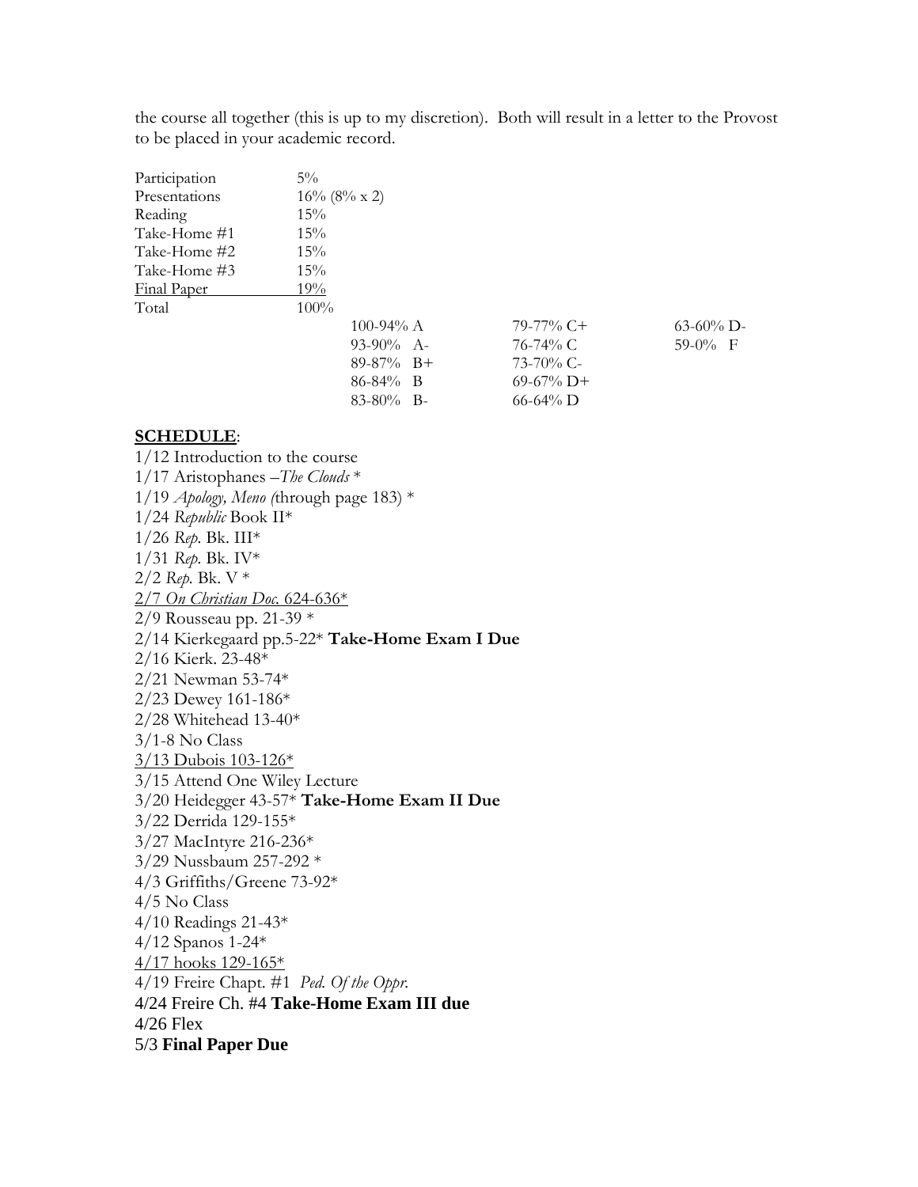the course all together (this is up to my discretion). Both will result in a letter to the Provost to be placed in your academic record.

| | |
|---|---|
| Participation | 5% |
| Presentations | 16% (8% x 2) |
| Reading | 15% |
| Take-Home #1 | 15% |
| Take-Home #2 | 15% |
| Take-Home #3 | 15% |
| Final Paper | 19% |
| Total | 100% |

| | | |
|---|---|---|
| 100-94% A | 79-77% C+ | 63-60% D- |
| 93-90% A- | 76-74% C | 59-0% F |
| 89-87% B+ | 73-70% C- | |
| 86-84% B | 69-67% D+ | |
| 83-80% B- | 66-64% D | |

**SCHEDULE**:

1/12 Introduction to the course  
1/17 Aristophanes –*The Clouds* *  
1/19 *Apology, Meno (*through page 183) *  
1/24 *Republic* Book II*  
1/26 *Rep.* Bk. III*  
1/31 *Rep.* Bk. IV*  
2/2 *Rep.* Bk. V *  
2/7 *On Christian Doc.* 624-636*  
2/9 Rousseau pp. 21-39 *  
2/14 Kierkegaard pp.5-22* **Take-Home Exam I Due**  
2/16 Kierk. 23-48*  
2/21 Newman 53-74*  
2/23 Dewey 161-186*  
2/28 Whitehead 13-40*  
3/1-8 No Class  
3/13 Dubois 103-126*  
3/15 Attend One Wiley Lecture  
3/20 Heidegger 43-57* **Take-Home Exam II Due**  
3/22 Derrida 129-155*  
3/27 MacIntyre 216-236*  
3/29 Nussbaum 257-292 *  
4/3 Griffiths/Greene 73-92*  
4/5 No Class  
4/10 Readings 21-43*  
4/12 Spanos 1-24*  
4/17 hooks 129-165*  
4/19 Freire Chapt. #1 *Ped. Of the Oppr.*  
4/24 Freire Ch. #4 **Take-Home Exam III due**  
4/26 Flex  
5/3 **Final Paper Due**